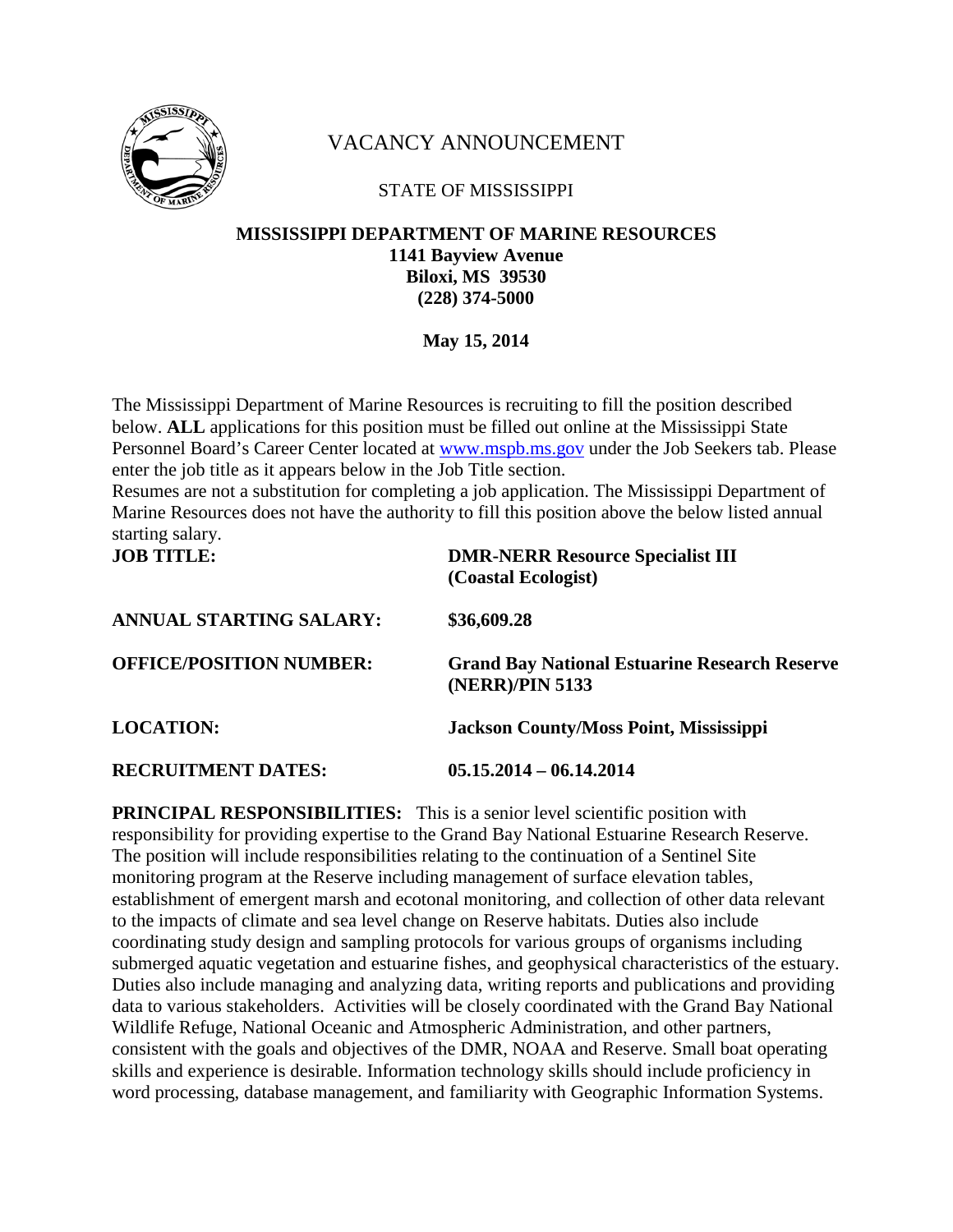# VACANCY ANNOUNCEMENT

## STATE OF MISSISSIPPI

**MISSISSIPPI DEPARTMENT OF MARINE RESOURCES**
**1141 Bayview Avenue**
**Biloxi, MS 39530**
**(228) 374-5000**

**May 15, 2014**

The Mississippi Department of Marine Resources is recruiting to fill the position described below. **ALL** applications for this position must be filled out online at the Mississippi State Personnel Board's Career Center located at www.mspb.ms.gov under the Job Seekers tab. Please enter the job title as it appears below in the Job Title section.
Resumes are not a substitution for completing a job application. The Mississippi Department of Marine Resources does not have the authority to fill this position above the below listed annual starting salary.

| | |
|---|---|
| **JOB TITLE:** | **DMR-NERR Resource Specialist III (Coastal Ecologist)** |
| **ANNUAL STARTING SALARY:** | **$36,609.28** |
| **OFFICE/POSITION NUMBER:** | **Grand Bay National Estuarine Research Reserve (NERR)/PIN 5133** |
| **LOCATION:** | **Jackson County/Moss Point, Mississippi** |
| **RECRUITMENT DATES:** | **05.15.2014 – 06.14.2014** |

**PRINCIPAL RESPONSIBILITIES:** This is a senior level scientific position with responsibility for providing expertise to the Grand Bay National Estuarine Research Reserve. The position will include responsibilities relating to the continuation of a Sentinel Site monitoring program at the Reserve including management of surface elevation tables, establishment of emergent marsh and ecotonal monitoring, and collection of other data relevant to the impacts of climate and sea level change on Reserve habitats. Duties also include coordinating study design and sampling protocols for various groups of organisms including submerged aquatic vegetation and estuarine fishes, and geophysical characteristics of the estuary. Duties also include managing and analyzing data, writing reports and publications and providing data to various stakeholders. Activities will be closely coordinated with the Grand Bay National Wildlife Refuge, National Oceanic and Atmospheric Administration, and other partners, consistent with the goals and objectives of the DMR, NOAA and Reserve. Small boat operating skills and experience is desirable. Information technology skills should include proficiency in word processing, database management, and familiarity with Geographic Information Systems.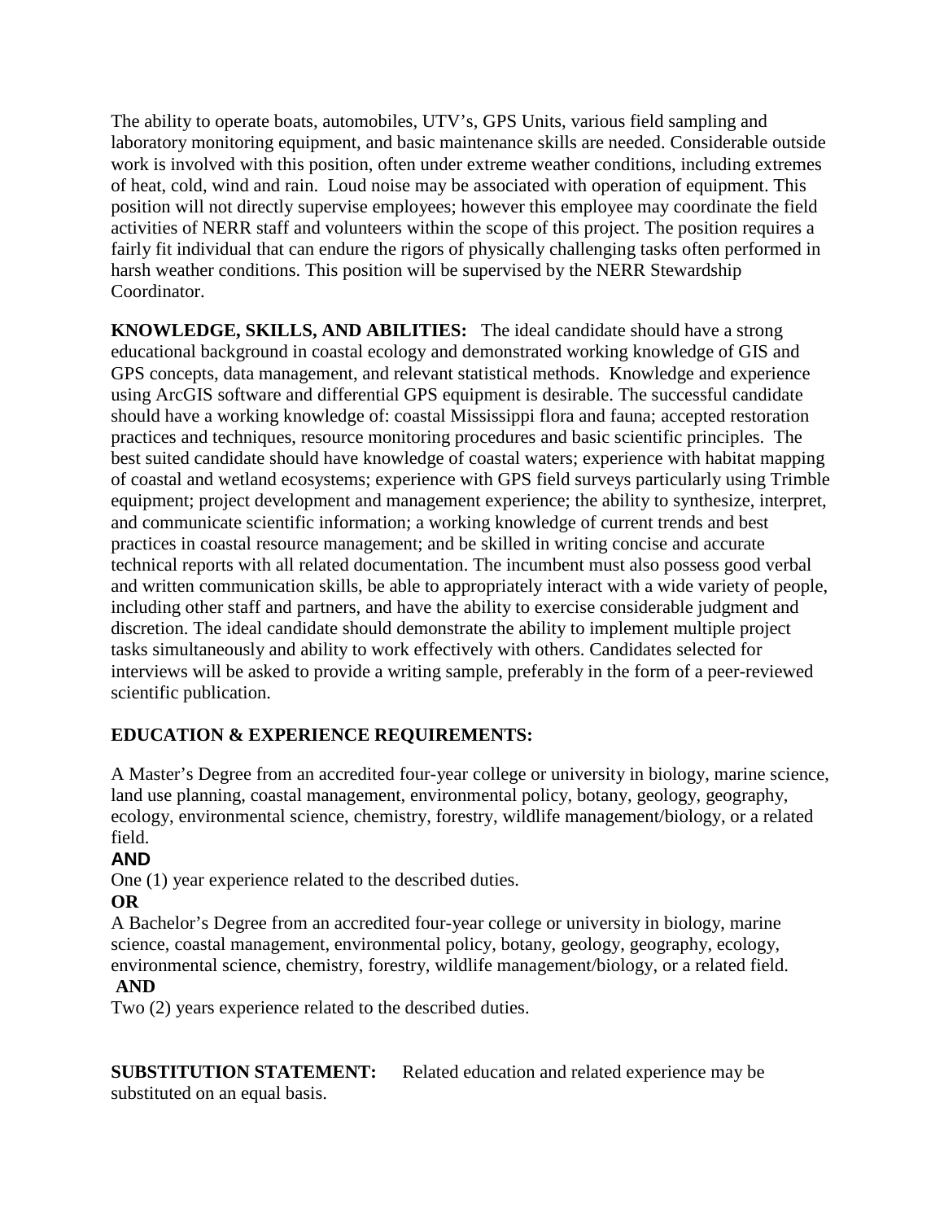The ability to operate boats, automobiles, UTV's, GPS Units, various field sampling and laboratory monitoring equipment, and basic maintenance skills are needed. Considerable outside work is involved with this position, often under extreme weather conditions, including extremes of heat, cold, wind and rain. Loud noise may be associated with operation of equipment. This position will not directly supervise employees; however this employee may coordinate the field activities of NERR staff and volunteers within the scope of this project. The position requires a fairly fit individual that can endure the rigors of physically challenging tasks often performed in harsh weather conditions. This position will be supervised by the NERR Stewardship Coordinator.

**KNOWLEDGE, SKILLS, AND ABILITIES:** The ideal candidate should have a strong educational background in coastal ecology and demonstrated working knowledge of GIS and GPS concepts, data management, and relevant statistical methods. Knowledge and experience using ArcGIS software and differential GPS equipment is desirable. The successful candidate should have a working knowledge of: coastal Mississippi flora and fauna; accepted restoration practices and techniques, resource monitoring procedures and basic scientific principles. The best suited candidate should have knowledge of coastal waters; experience with habitat mapping of coastal and wetland ecosystems; experience with GPS field surveys particularly using Trimble equipment; project development and management experience; the ability to synthesize, interpret, and communicate scientific information; a working knowledge of current trends and best practices in coastal resource management; and be skilled in writing concise and accurate technical reports with all related documentation. The incumbent must also possess good verbal and written communication skills, be able to appropriately interact with a wide variety of people, including other staff and partners, and have the ability to exercise considerable judgment and discretion. The ideal candidate should demonstrate the ability to implement multiple project tasks simultaneously and ability to work effectively with others. Candidates selected for interviews will be asked to provide a writing sample, preferably in the form of a peer-reviewed scientific publication.

**EDUCATION & EXPERIENCE REQUIREMENTS:**

A Master's Degree from an accredited four-year college or university in biology, marine science, land use planning, coastal management, environmental policy, botany, geology, geography, ecology, environmental science, chemistry, forestry, wildlife management/biology, or a related field.

**AND**

One (1) year experience related to the described duties.

**OR**

A Bachelor's Degree from an accredited four-year college or university in biology, marine science, coastal management, environmental policy, botany, geology, geography, ecology, environmental science, chemistry, forestry, wildlife management/biology, or a related field.

**AND**

Two (2) years experience related to the described duties.

**SUBSTITUTION STATEMENT:** Related education and related experience may be substituted on an equal basis.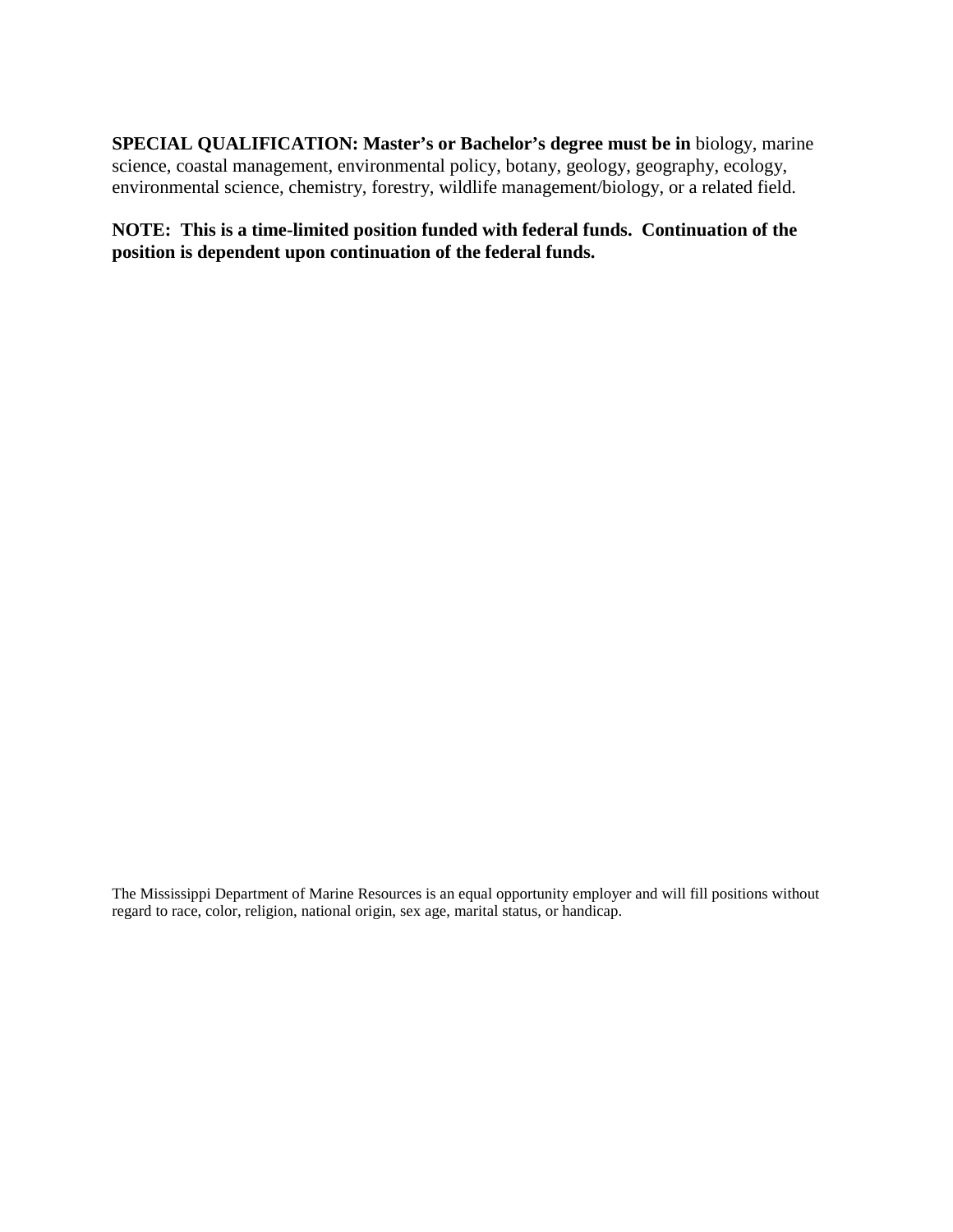**SPECIAL QUALIFICATION: Master's or Bachelor's degree must be in** biology, marine science, coastal management, environmental policy, botany, geology, geography, ecology, environmental science, chemistry, forestry, wildlife management/biology, or a related field.

**NOTE: This is a time-limited position funded with federal funds. Continuation of the position is dependent upon continuation of the federal funds.**

The Mississippi Department of Marine Resources is an equal opportunity employer and will fill positions without regard to race, color, religion, national origin, sex age, marital status, or handicap.